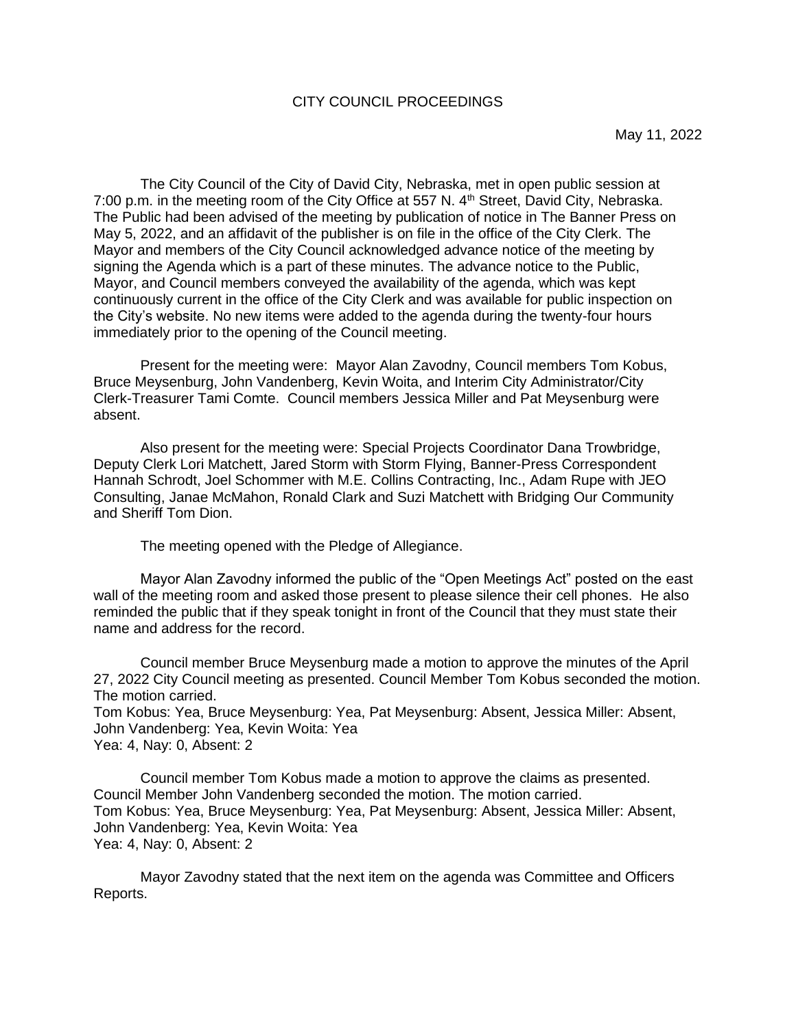# CITY COUNCIL PROCEEDINGS

May 11, 2022

The City Council of the City of David City, Nebraska, met in open public session at 7:00 p.m. in the meeting room of the City Office at 557 N. 4th Street, David City, Nebraska. The Public had been advised of the meeting by publication of notice in The Banner Press on May 5, 2022, and an affidavit of the publisher is on file in the office of the City Clerk. The Mayor and members of the City Council acknowledged advance notice of the meeting by signing the Agenda which is a part of these minutes. The advance notice to the Public, Mayor, and Council members conveyed the availability of the agenda, which was kept continuously current in the office of the City Clerk and was available for public inspection on the City's website. No new items were added to the agenda during the twenty-four hours immediately prior to the opening of the Council meeting.

Present for the meeting were: Mayor Alan Zavodny, Council members Tom Kobus, Bruce Meysenburg, John Vandenberg, Kevin Woita, and Interim City Administrator/City Clerk-Treasurer Tami Comte. Council members Jessica Miller and Pat Meysenburg were absent.

Also present for the meeting were: Special Projects Coordinator Dana Trowbridge, Deputy Clerk Lori Matchett, Jared Storm with Storm Flying, Banner-Press Correspondent Hannah Schrodt, Joel Schommer with M.E. Collins Contracting, Inc., Adam Rupe with JEO Consulting, Janae McMahon, Ronald Clark and Suzi Matchett with Bridging Our Community and Sheriff Tom Dion.

The meeting opened with the Pledge of Allegiance.

Mayor Alan Zavodny informed the public of the "Open Meetings Act" posted on the east wall of the meeting room and asked those present to please silence their cell phones. He also reminded the public that if they speak tonight in front of the Council that they must state their name and address for the record.

Council member Bruce Meysenburg made a motion to approve the minutes of the April 27, 2022 City Council meeting as presented. Council Member Tom Kobus seconded the motion. The motion carried.
Tom Kobus: Yea, Bruce Meysenburg: Yea, Pat Meysenburg: Absent, Jessica Miller: Absent, John Vandenberg: Yea, Kevin Woita: Yea
Yea: 4, Nay: 0, Absent: 2

Council member Tom Kobus made a motion to approve the claims as presented. Council Member John Vandenberg seconded the motion. The motion carried.
Tom Kobus: Yea, Bruce Meysenburg: Yea, Pat Meysenburg: Absent, Jessica Miller: Absent, John Vandenberg: Yea, Kevin Woita: Yea
Yea: 4, Nay: 0, Absent: 2

Mayor Zavodny stated that the next item on the agenda was Committee and Officers Reports.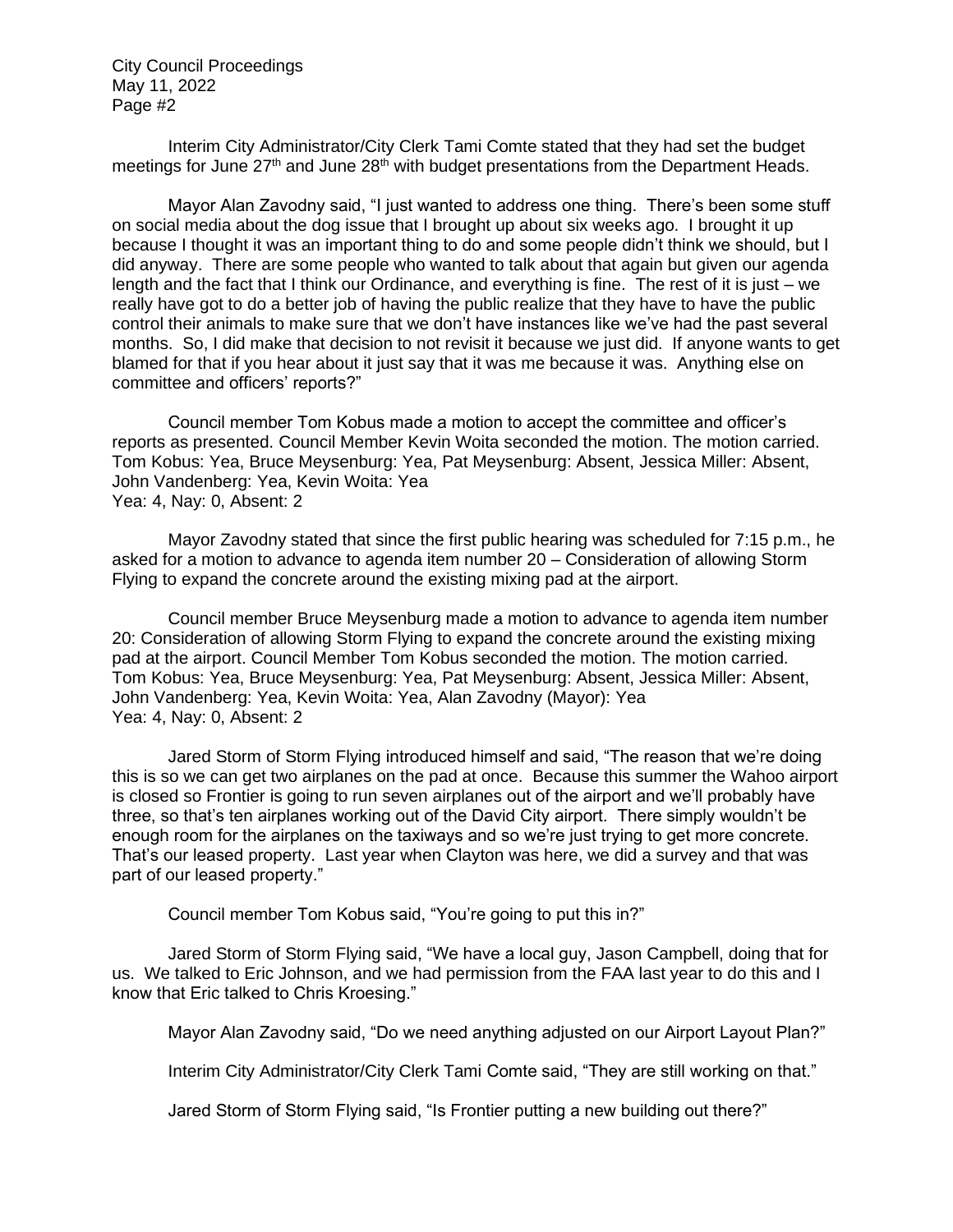Interim City Administrator/City Clerk Tami Comte stated that they had set the budget meetings for June 27th and June 28th with budget presentations from the Department Heads.

Mayor Alan Zavodny said, "I just wanted to address one thing. There's been some stuff on social media about the dog issue that I brought up about six weeks ago. I brought it up because I thought it was an important thing to do and some people didn't think we should, but I did anyway. There are some people who wanted to talk about that again but given our agenda length and the fact that I think our Ordinance, and everything is fine. The rest of it is just – we really have got to do a better job of having the public realize that they have to have the public control their animals to make sure that we don't have instances like we've had the past several months. So, I did make that decision to not revisit it because we just did. If anyone wants to get blamed for that if you hear about it just say that it was me because it was. Anything else on committee and officers' reports?"

Council member Tom Kobus made a motion to accept the committee and officer's reports as presented. Council Member Kevin Woita seconded the motion. The motion carried.
Tom Kobus: Yea, Bruce Meysenburg: Yea, Pat Meysenburg: Absent, Jessica Miller: Absent, John Vandenberg: Yea, Kevin Woita: Yea
Yea: 4, Nay: 0, Absent: 2

Mayor Zavodny stated that since the first public hearing was scheduled for 7:15 p.m., he asked for a motion to advance to agenda item number 20 – Consideration of allowing Storm Flying to expand the concrete around the existing mixing pad at the airport.

Council member Bruce Meysenburg made a motion to advance to agenda item number 20: Consideration of allowing Storm Flying to expand the concrete around the existing mixing pad at the airport. Council Member Tom Kobus seconded the motion. The motion carried.
Tom Kobus: Yea, Bruce Meysenburg: Yea, Pat Meysenburg: Absent, Jessica Miller: Absent, John Vandenberg: Yea, Kevin Woita: Yea, Alan Zavodny (Mayor): Yea
Yea: 4, Nay: 0, Absent: 2

Jared Storm of Storm Flying introduced himself and said, "The reason that we're doing this is so we can get two airplanes on the pad at once. Because this summer the Wahoo airport is closed so Frontier is going to run seven airplanes out of the airport and we'll probably have three, so that's ten airplanes working out of the David City airport. There simply wouldn't be enough room for the airplanes on the taxiways and so we're just trying to get more concrete. That's our leased property. Last year when Clayton was here, we did a survey and that was part of our leased property."

Council member Tom Kobus said, "You're going to put this in?"

Jared Storm of Storm Flying said, "We have a local guy, Jason Campbell, doing that for us. We talked to Eric Johnson, and we had permission from the FAA last year to do this and I know that Eric talked to Chris Kroesing."

Mayor Alan Zavodny said, "Do we need anything adjusted on our Airport Layout Plan?"

Interim City Administrator/City Clerk Tami Comte said, "They are still working on that."

Jared Storm of Storm Flying said, "Is Frontier putting a new building out there?"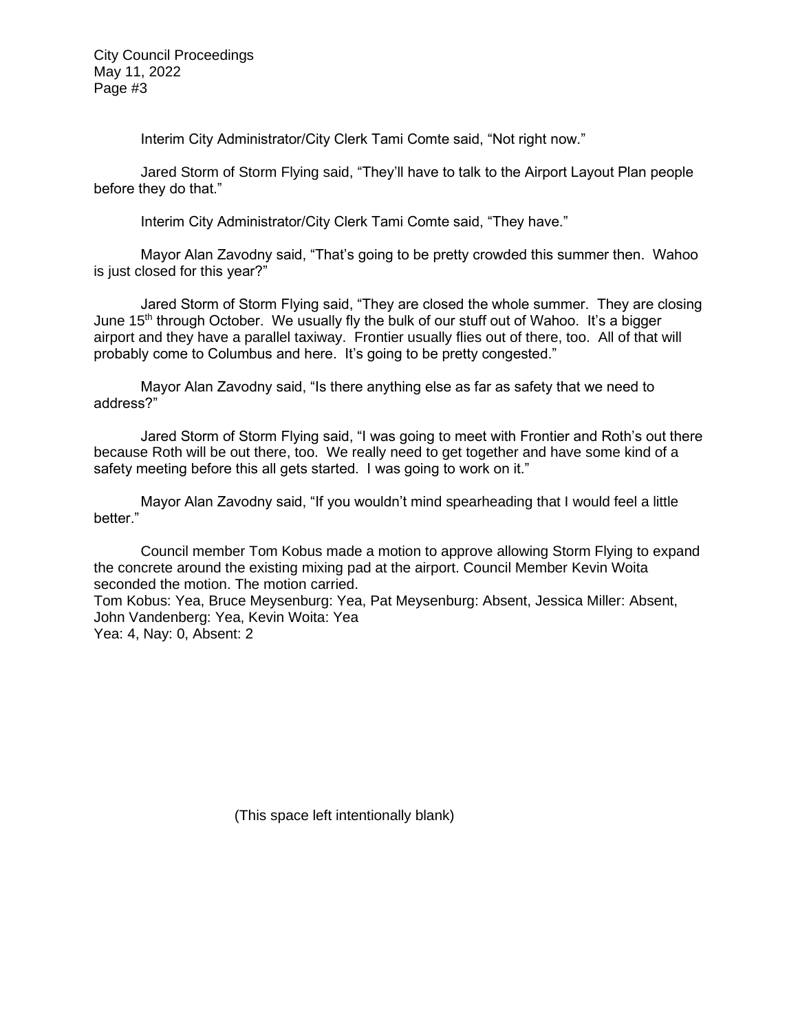Interim City Administrator/City Clerk Tami Comte said, "Not right now."

Jared Storm of Storm Flying said, "They'll have to talk to the Airport Layout Plan people before they do that."

Interim City Administrator/City Clerk Tami Comte said, "They have."

Mayor Alan Zavodny said, "That's going to be pretty crowded this summer then. Wahoo is just closed for this year?"

Jared Storm of Storm Flying said, "They are closed the whole summer. They are closing June 15th through October. We usually fly the bulk of our stuff out of Wahoo. It's a bigger airport and they have a parallel taxiway. Frontier usually flies out of there, too. All of that will probably come to Columbus and here. It's going to be pretty congested."

Mayor Alan Zavodny said, "Is there anything else as far as safety that we need to address?"

Jared Storm of Storm Flying said, "I was going to meet with Frontier and Roth's out there because Roth will be out there, too. We really need to get together and have some kind of a safety meeting before this all gets started. I was going to work on it."

Mayor Alan Zavodny said, "If you wouldn't mind spearheading that I would feel a little better."

Council member Tom Kobus made a motion to approve allowing Storm Flying to expand the concrete around the existing mixing pad at the airport. Council Member Kevin Woita seconded the motion. The motion carried.
Tom Kobus: Yea, Bruce Meysenburg: Yea, Pat Meysenburg: Absent, Jessica Miller: Absent, John Vandenberg: Yea, Kevin Woita: Yea
Yea: 4, Nay: 0, Absent: 2

(This space left intentionally blank)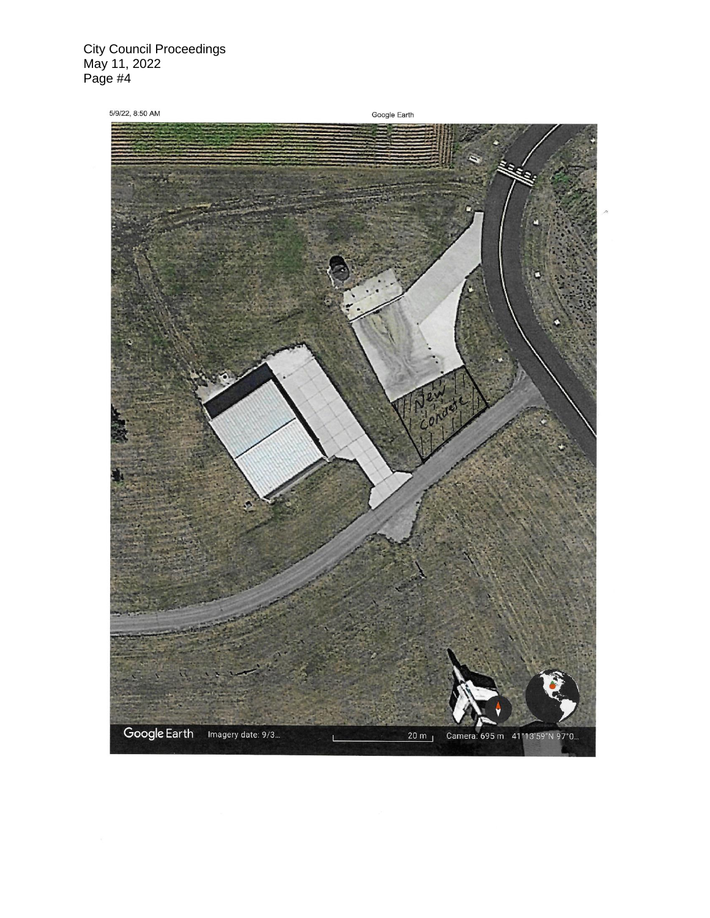5/9/22, 8:50 AM

Google Earth

New Concrete

Google Earth Imagery date: 9/3... 20 m Camera: 695 m 41°13'59"N 97°0...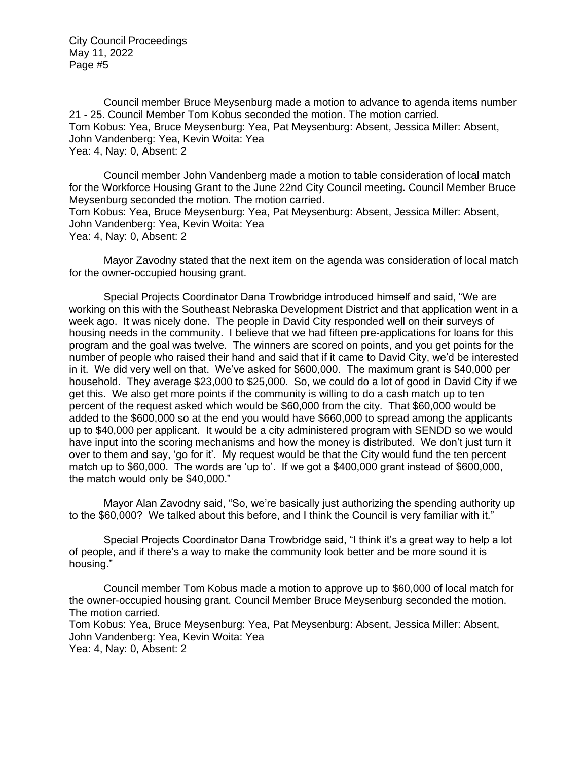Council member Bruce Meysenburg made a motion to advance to agenda items number 21 - 25. Council Member Tom Kobus seconded the motion. The motion carried.
Tom Kobus: Yea, Bruce Meysenburg: Yea, Pat Meysenburg: Absent, Jessica Miller: Absent, John Vandenberg: Yea, Kevin Woita: Yea
Yea: 4, Nay: 0, Absent: 2

Council member John Vandenberg made a motion to table consideration of local match for the Workforce Housing Grant to the June 22nd City Council meeting. Council Member Bruce Meysenburg seconded the motion. The motion carried.
Tom Kobus: Yea, Bruce Meysenburg: Yea, Pat Meysenburg: Absent, Jessica Miller: Absent, John Vandenberg: Yea, Kevin Woita: Yea
Yea: 4, Nay: 0, Absent: 2

Mayor Zavodny stated that the next item on the agenda was consideration of local match for the owner-occupied housing grant.

Special Projects Coordinator Dana Trowbridge introduced himself and said, "We are working on this with the Southeast Nebraska Development District and that application went in a week ago. It was nicely done. The people in David City responded well on their surveys of housing needs in the community. I believe that we had fifteen pre-applications for loans for this program and the goal was twelve. The winners are scored on points, and you get points for the number of people who raised their hand and said that if it came to David City, we'd be interested in it. We did very well on that. We've asked for $600,000. The maximum grant is $40,000 per household. They average $23,000 to $25,000. So, we could do a lot of good in David City if we get this. We also get more points if the community is willing to do a cash match up to ten percent of the request asked which would be $60,000 from the city. That $60,000 would be added to the $600,000 so at the end you would have $660,000 to spread among the applicants up to $40,000 per applicant. It would be a city administered program with SENDD so we would have input into the scoring mechanisms and how the money is distributed. We don't just turn it over to them and say, 'go for it'. My request would be that the City would fund the ten percent match up to $60,000. The words are 'up to'. If we got a $400,000 grant instead of $600,000, the match would only be $40,000."

Mayor Alan Zavodny said, "So, we're basically just authorizing the spending authority up to the $60,000? We talked about this before, and I think the Council is very familiar with it."

Special Projects Coordinator Dana Trowbridge said, "I think it's a great way to help a lot of people, and if there's a way to make the community look better and be more sound it is housing."

Council member Tom Kobus made a motion to approve up to $60,000 of local match for the owner-occupied housing grant. Council Member Bruce Meysenburg seconded the motion. The motion carried.
Tom Kobus: Yea, Bruce Meysenburg: Yea, Pat Meysenburg: Absent, Jessica Miller: Absent, John Vandenberg: Yea, Kevin Woita: Yea
Yea: 4, Nay: 0, Absent: 2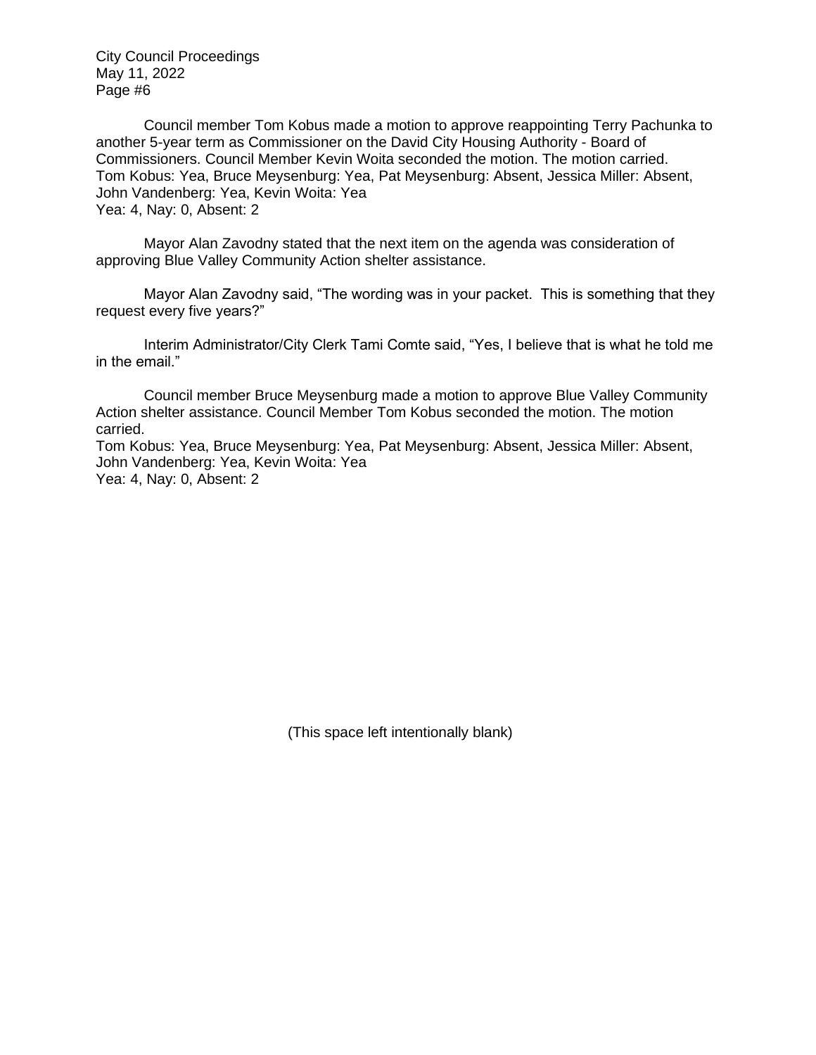Council member Tom Kobus made a motion to approve reappointing Terry Pachunka to another 5-year term as Commissioner on the David City Housing Authority - Board of Commissioners. Council Member Kevin Woita seconded the motion. The motion carried.
Tom Kobus: Yea, Bruce Meysenburg: Yea, Pat Meysenburg: Absent, Jessica Miller: Absent, John Vandenberg: Yea, Kevin Woita: Yea
Yea: 4, Nay: 0, Absent: 2

Mayor Alan Zavodny stated that the next item on the agenda was consideration of approving Blue Valley Community Action shelter assistance.

Mayor Alan Zavodny said, "The wording was in your packet. This is something that they request every five years?"

Interim Administrator/City Clerk Tami Comte said, "Yes, I believe that is what he told me in the email."

Council member Bruce Meysenburg made a motion to approve Blue Valley Community Action shelter assistance. Council Member Tom Kobus seconded the motion. The motion carried.
Tom Kobus: Yea, Bruce Meysenburg: Yea, Pat Meysenburg: Absent, Jessica Miller: Absent, John Vandenberg: Yea, Kevin Woita: Yea
Yea: 4, Nay: 0, Absent: 2

(This space left intentionally blank)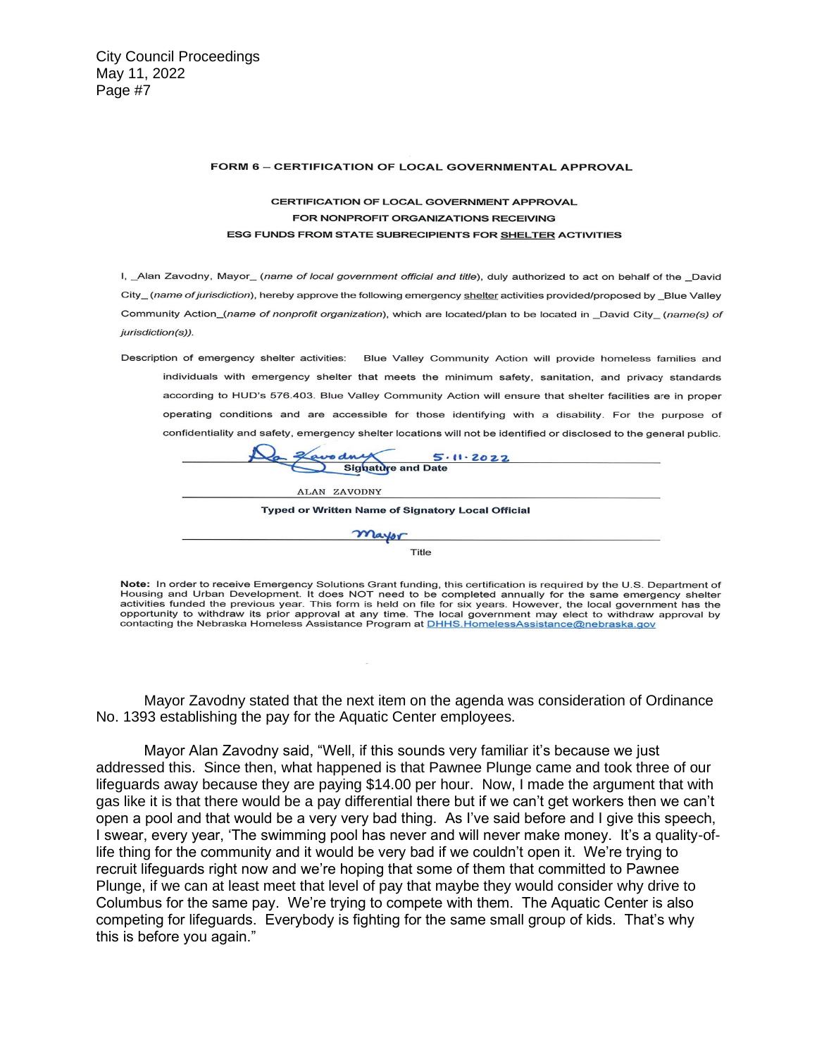**FORM 6 – CERTIFICATION OF LOCAL GOVERNMENTAL APPROVAL**

**CERTIFICATION OF LOCAL GOVERNMENT APPROVAL FOR NONPROFIT ORGANIZATIONS RECEIVING ESG FUNDS FROM STATE SUBRECIPIENTS FOR SHELTER ACTIVITIES**

I, _Alan Zavodny, Mayor_ (*name of local government official and title*), duly authorized to act on behalf of the _David City_ (*name of jurisdiction*), hereby approve the following emergency shelter activities provided/proposed by _Blue Valley Community Action_(*name of nonprofit organization*), which are located/plan to be located in _David City_ (*name(s) of jurisdiction(s)*).

Description of emergency shelter activities: Blue Valley Community Action will provide homeless families and individuals with emergency shelter that meets the minimum safety, sanitation, and privacy standards according to HUD's 576.403. Blue Valley Community Action will ensure that shelter facilities are in proper operating conditions and are accessible for those identifying with a disability. For the purpose of confidentiality and safety, emergency shelter locations will not be identified or disclosed to the general public.

Al Zavodny 5.11.2022
**Signature and Date**

ALAN ZAVODNY
**Typed or Written Name of Signatory Local Official**

Mayor
Title

**Note:** In order to receive Emergency Solutions Grant funding, this certification is required by the U.S. Department of Housing and Urban Development. It does NOT need to be completed annually for the same emergency shelter activities funded the previous year. This form is held on file for six years. However, the local government has the opportunity to withdraw its prior approval at any time. The local government may elect to withdraw approval by contacting the Nebraska Homeless Assistance Program at DHHS.HomelessAssistance@nebraska.gov

Mayor Zavodny stated that the next item on the agenda was consideration of Ordinance No. 1393 establishing the pay for the Aquatic Center employees.

Mayor Alan Zavodny said, "Well, if this sounds very familiar it's because we just addressed this. Since then, what happened is that Pawnee Plunge came and took three of our lifeguards away because they are paying $14.00 per hour. Now, I made the argument that with gas like it is that there would be a pay differential there but if we can't get workers then we can't open a pool and that would be a very very bad thing. As I've said before and I give this speech, I swear, every year, 'The swimming pool has never and will never make money. It's a quality-of-life thing for the community and it would be very bad if we couldn't open it. We're trying to recruit lifeguards right now and we're hoping that some of them that committed to Pawnee Plunge, if we can at least meet that level of pay that maybe they would consider why drive to Columbus for the same pay. We're trying to compete with them. The Aquatic Center is also competing for lifeguards. Everybody is fighting for the same small group of kids. That's why this is before you again."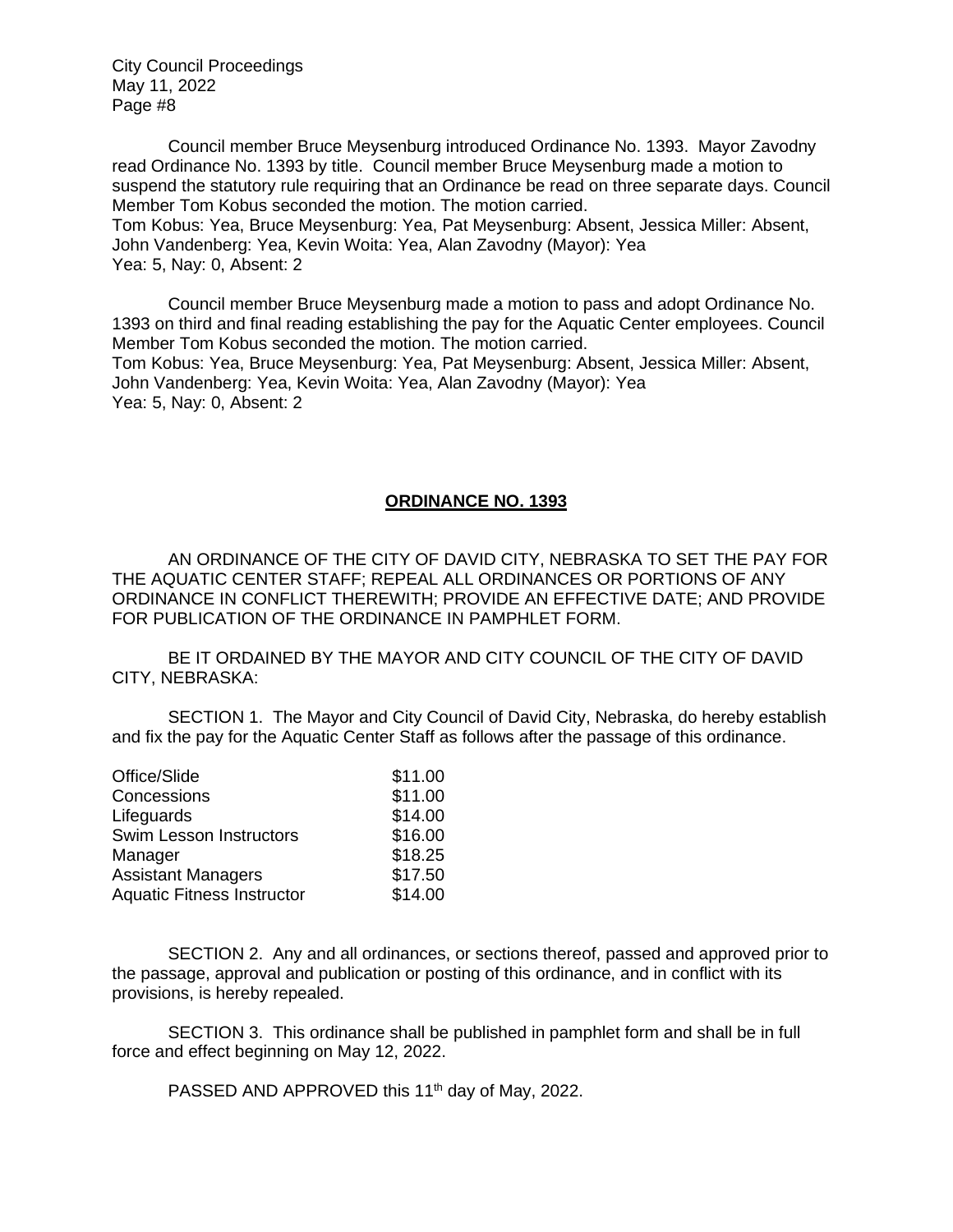Council member Bruce Meysenburg introduced Ordinance No. 1393. Mayor Zavodny read Ordinance No. 1393 by title. Council member Bruce Meysenburg made a motion to suspend the statutory rule requiring that an Ordinance be read on three separate days. Council Member Tom Kobus seconded the motion. The motion carried.
Tom Kobus: Yea, Bruce Meysenburg: Yea, Pat Meysenburg: Absent, Jessica Miller: Absent, John Vandenberg: Yea, Kevin Woita: Yea, Alan Zavodny (Mayor): Yea
Yea: 5, Nay: 0, Absent: 2

Council member Bruce Meysenburg made a motion to pass and adopt Ordinance No. 1393 on third and final reading establishing the pay for the Aquatic Center employees. Council Member Tom Kobus seconded the motion. The motion carried.
Tom Kobus: Yea, Bruce Meysenburg: Yea, Pat Meysenburg: Absent, Jessica Miller: Absent, John Vandenberg: Yea, Kevin Woita: Yea, Alan Zavodny (Mayor): Yea
Yea: 5, Nay: 0, Absent: 2

## ORDINANCE NO. 1393

AN ORDINANCE OF THE CITY OF DAVID CITY, NEBRASKA TO SET THE PAY FOR THE AQUATIC CENTER STAFF; REPEAL ALL ORDINANCES OR PORTIONS OF ANY ORDINANCE IN CONFLICT THEREWITH; PROVIDE AN EFFECTIVE DATE; AND PROVIDE FOR PUBLICATION OF THE ORDINANCE IN PAMPHLET FORM.

BE IT ORDAINED BY THE MAYOR AND CITY COUNCIL OF THE CITY OF DAVID CITY, NEBRASKA:

SECTION 1. The Mayor and City Council of David City, Nebraska, do hereby establish and fix the pay for the Aquatic Center Staff as follows after the passage of this ordinance.

| | |
|---|---|
| Office/Slide | \$11.00 |
| Concessions | \$11.00 |
| Lifeguards | \$14.00 |
| Swim Lesson Instructors | \$16.00 |
| Manager | \$18.25 |
| Assistant Managers | \$17.50 |
| Aquatic Fitness Instructor | \$14.00 |

SECTION 2. Any and all ordinances, or sections thereof, passed and approved prior to the passage, approval and publication or posting of this ordinance, and in conflict with its provisions, is hereby repealed.

SECTION 3. This ordinance shall be published in pamphlet form and shall be in full force and effect beginning on May 12, 2022.

PASSED AND APPROVED this 11th day of May, 2022.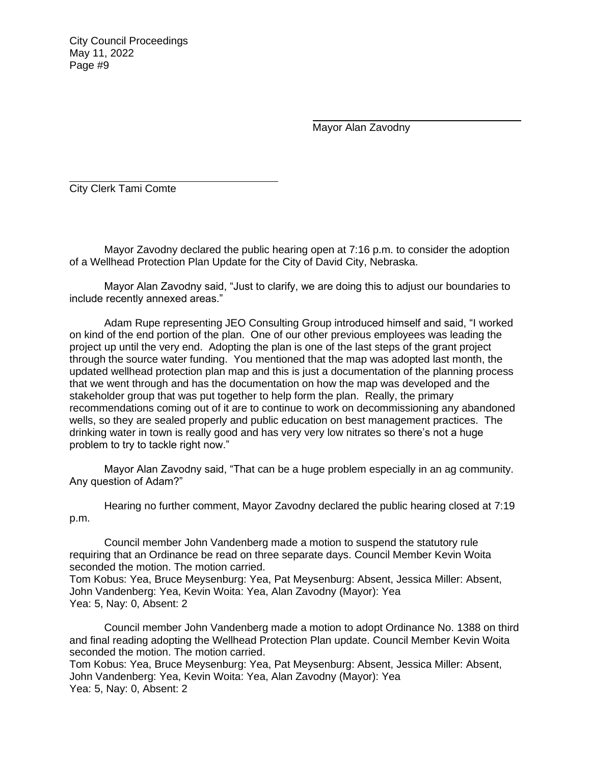Mayor Alan Zavodny

City Clerk Tami Comte

Mayor Zavodny declared the public hearing open at 7:16 p.m. to consider the adoption of a Wellhead Protection Plan Update for the City of David City, Nebraska.

Mayor Alan Zavodny said, "Just to clarify, we are doing this to adjust our boundaries to include recently annexed areas."

Adam Rupe representing JEO Consulting Group introduced himself and said, "I worked on kind of the end portion of the plan. One of our other previous employees was leading the project up until the very end. Adopting the plan is one of the last steps of the grant project through the source water funding. You mentioned that the map was adopted last month, the updated wellhead protection plan map and this is just a documentation of the planning process that we went through and has the documentation on how the map was developed and the stakeholder group that was put together to help form the plan. Really, the primary recommendations coming out of it are to continue to work on decommissioning any abandoned wells, so they are sealed properly and public education on best management practices. The drinking water in town is really good and has very very low nitrates so there's not a huge problem to try to tackle right now."

Mayor Alan Zavodny said, "That can be a huge problem especially in an ag community. Any question of Adam?"

Hearing no further comment, Mayor Zavodny declared the public hearing closed at 7:19 p.m.

Council member John Vandenberg made a motion to suspend the statutory rule requiring that an Ordinance be read on three separate days. Council Member Kevin Woita seconded the motion. The motion carried.
Tom Kobus: Yea, Bruce Meysenburg: Yea, Pat Meysenburg: Absent, Jessica Miller: Absent, John Vandenberg: Yea, Kevin Woita: Yea, Alan Zavodny (Mayor): Yea
Yea: 5, Nay: 0, Absent: 2

Council member John Vandenberg made a motion to adopt Ordinance No. 1388 on third and final reading adopting the Wellhead Protection Plan update. Council Member Kevin Woita seconded the motion. The motion carried.
Tom Kobus: Yea, Bruce Meysenburg: Yea, Pat Meysenburg: Absent, Jessica Miller: Absent, John Vandenberg: Yea, Kevin Woita: Yea, Alan Zavodny (Mayor): Yea
Yea: 5, Nay: 0, Absent: 2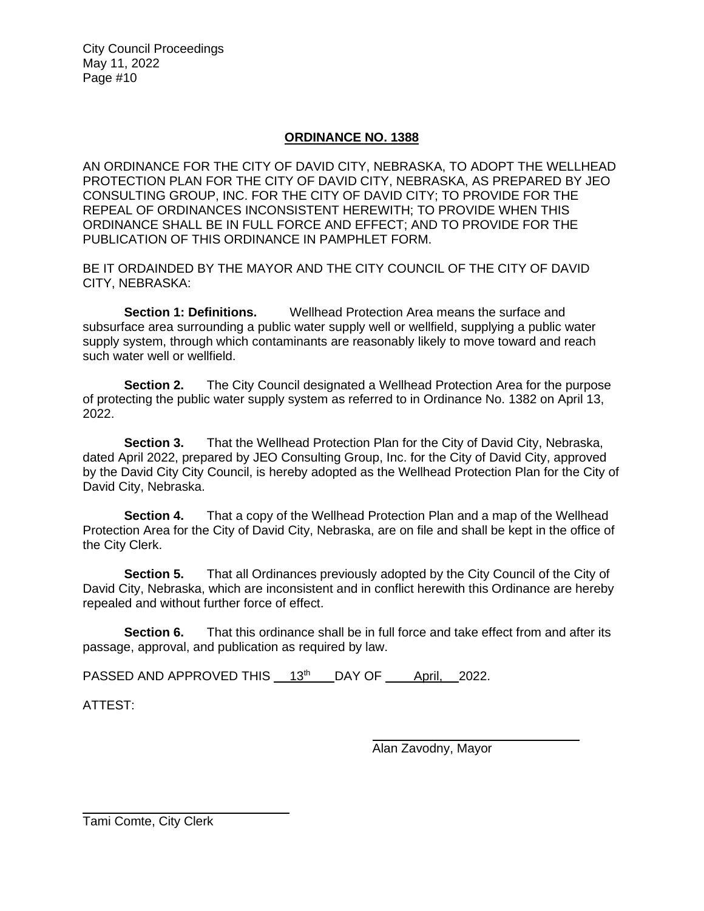# ORDINANCE NO. 1388

AN ORDINANCE FOR THE CITY OF DAVID CITY, NEBRASKA, TO ADOPT THE WELLHEAD PROTECTION PLAN FOR THE CITY OF DAVID CITY, NEBRASKA, AS PREPARED BY JEO CONSULTING GROUP, INC. FOR THE CITY OF DAVID CITY; TO PROVIDE FOR THE REPEAL OF ORDINANCES INCONSISTENT HEREWITH; TO PROVIDE WHEN THIS ORDINANCE SHALL BE IN FULL FORCE AND EFFECT; AND TO PROVIDE FOR THE PUBLICATION OF THIS ORDINANCE IN PAMPHLET FORM.

BE IT ORDAINDED BY THE MAYOR AND THE CITY COUNCIL OF THE CITY OF DAVID CITY, NEBRASKA:

**Section 1: Definitions.** Wellhead Protection Area means the surface and subsurface area surrounding a public water supply well or wellfield, supplying a public water supply system, through which contaminants are reasonably likely to move toward and reach such water well or wellfield.

**Section 2.** The City Council designated a Wellhead Protection Area for the purpose of protecting the public water supply system as referred to in Ordinance No. 1382 on April 13, 2022.

**Section 3.** That the Wellhead Protection Plan for the City of David City, Nebraska, dated April 2022, prepared by JEO Consulting Group, Inc. for the City of David City, approved by the David City City Council, is hereby adopted as the Wellhead Protection Plan for the City of David City, Nebraska.

**Section 4.** That a copy of the Wellhead Protection Plan and a map of the Wellhead Protection Area for the City of David City, Nebraska, are on file and shall be kept in the office of the City Clerk.

**Section 5.** That all Ordinances previously adopted by the City Council of the City of David City, Nebraska, which are inconsistent and in conflict herewith this Ordinance are hereby repealed and without further force of effect.

**Section 6.** That this ordinance shall be in full force and take effect from and after its passage, approval, and publication as required by law.

PASSED AND APPROVED THIS 13th DAY OF April, 2022.

ATTEST:

Alan Zavodny, Mayor

Tami Comte, City Clerk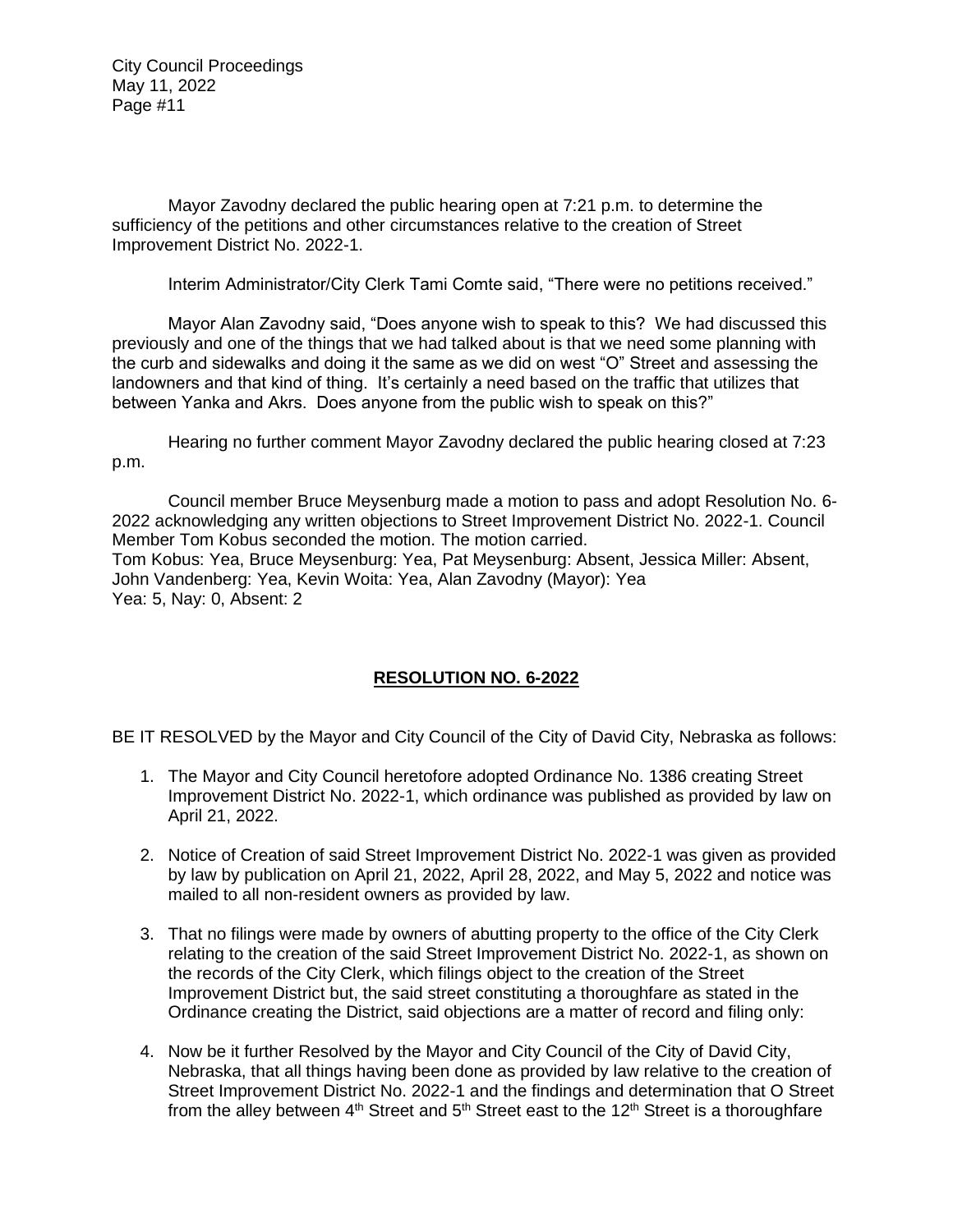Mayor Zavodny declared the public hearing open at 7:21 p.m. to determine the sufficiency of the petitions and other circumstances relative to the creation of Street Improvement District No. 2022-1.

Interim Administrator/City Clerk Tami Comte said, "There were no petitions received."

Mayor Alan Zavodny said, "Does anyone wish to speak to this? We had discussed this previously and one of the things that we had talked about is that we need some planning with the curb and sidewalks and doing it the same as we did on west "O" Street and assessing the landowners and that kind of thing. It's certainly a need based on the traffic that utilizes that between Yanka and Akrs. Does anyone from the public wish to speak on this?"

Hearing no further comment Mayor Zavodny declared the public hearing closed at 7:23 p.m.

Council member Bruce Meysenburg made a motion to pass and adopt Resolution No. 6-2022 acknowledging any written objections to Street Improvement District No. 2022-1. Council Member Tom Kobus seconded the motion. The motion carried.
Tom Kobus: Yea, Bruce Meysenburg: Yea, Pat Meysenburg: Absent, Jessica Miller: Absent, John Vandenberg: Yea, Kevin Woita: Yea, Alan Zavodny (Mayor): Yea
Yea: 5, Nay: 0, Absent: 2

## **RESOLUTION NO. 6-2022**

BE IT RESOLVED by the Mayor and City Council of the City of David City, Nebraska as follows:

1. The Mayor and City Council heretofore adopted Ordinance No. 1386 creating Street Improvement District No. 2022-1, which ordinance was published as provided by law on April 21, 2022.

2. Notice of Creation of said Street Improvement District No. 2022-1 was given as provided by law by publication on April 21, 2022, April 28, 2022, and May 5, 2022 and notice was mailed to all non-resident owners as provided by law.

3. That no filings were made by owners of abutting property to the office of the City Clerk relating to the creation of the said Street Improvement District No. 2022-1, as shown on the records of the City Clerk, which filings object to the creation of the Street Improvement District but, the said street constituting a thoroughfare as stated in the Ordinance creating the District, said objections are a matter of record and filing only:

4. Now be it further Resolved by the Mayor and City Council of the City of David City, Nebraska, that all things having been done as provided by law relative to the creation of Street Improvement District No. 2022-1 and the findings and determination that O Street from the alley between 4th Street and 5th Street east to the 12th Street is a thoroughfare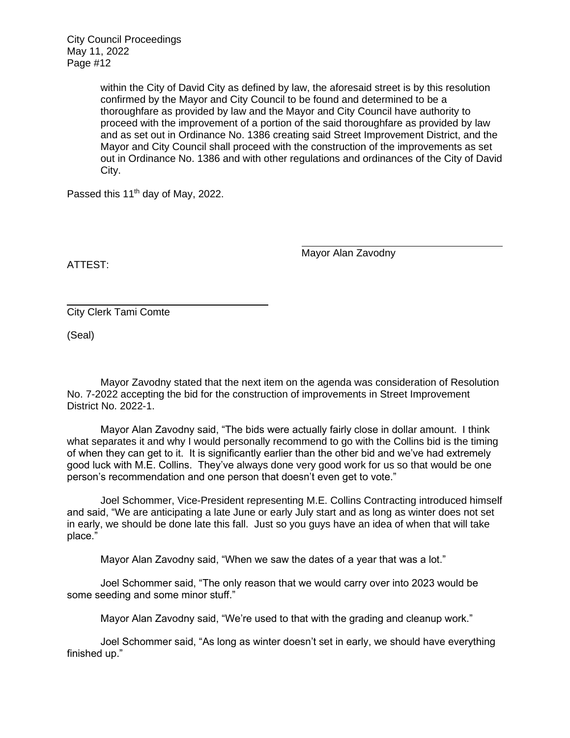within the City of David City as defined by law, the aforesaid street is by this resolution confirmed by the Mayor and City Council to be found and determined to be a thoroughfare as provided by law and the Mayor and City Council have authority to proceed with the improvement of a portion of the said thoroughfare as provided by law and as set out in Ordinance No. 1386 creating said Street Improvement District, and the Mayor and City Council shall proceed with the construction of the improvements as set out in Ordinance No. 1386 and with other regulations and ordinances of the City of David City.

Passed this 11th day of May, 2022.

Mayor Alan Zavodny

ATTEST:

City Clerk Tami Comte

(Seal)

Mayor Zavodny stated that the next item on the agenda was consideration of Resolution No. 7-2022 accepting the bid for the construction of improvements in Street Improvement District No. 2022-1.

Mayor Alan Zavodny said, "The bids were actually fairly close in dollar amount. I think what separates it and why I would personally recommend to go with the Collins bid is the timing of when they can get to it. It is significantly earlier than the other bid and we've had extremely good luck with M.E. Collins. They've always done very good work for us so that would be one person's recommendation and one person that doesn't even get to vote."

Joel Schommer, Vice-President representing M.E. Collins Contracting introduced himself and said, "We are anticipating a late June or early July start and as long as winter does not set in early, we should be done late this fall. Just so you guys have an idea of when that will take place."

Mayor Alan Zavodny said, "When we saw the dates of a year that was a lot."

Joel Schommer said, "The only reason that we would carry over into 2023 would be some seeding and some minor stuff."

Mayor Alan Zavodny said, "We're used to that with the grading and cleanup work."

Joel Schommer said, "As long as winter doesn't set in early, we should have everything finished up."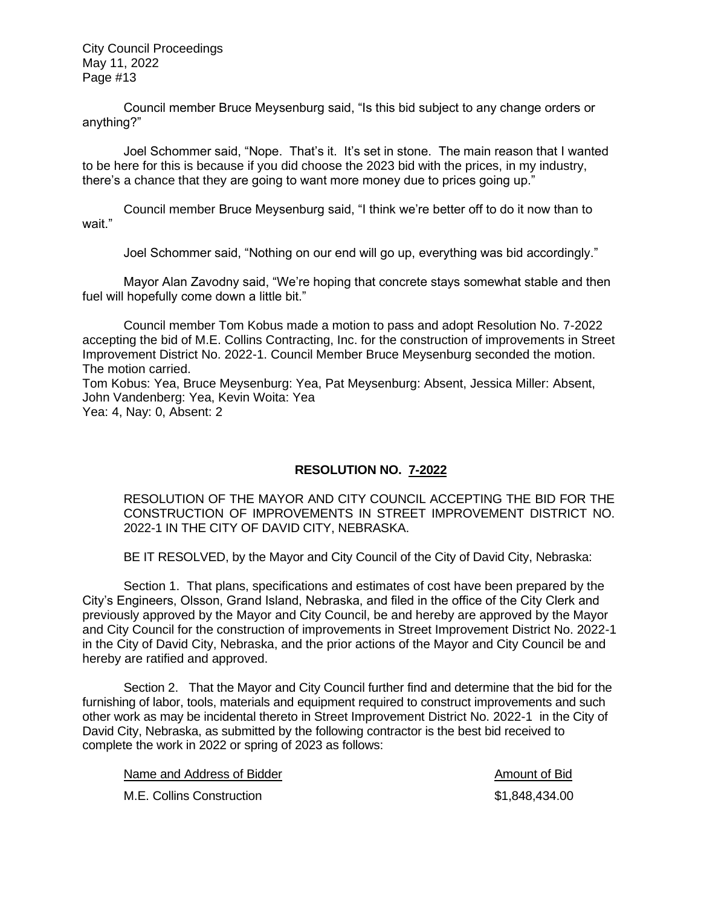Council member Bruce Meysenburg said, "Is this bid subject to any change orders or anything?"

Joel Schommer said, "Nope. That's it. It's set in stone. The main reason that I wanted to be here for this is because if you did choose the 2023 bid with the prices, in my industry, there's a chance that they are going to want more money due to prices going up."

Council member Bruce Meysenburg said, "I think we're better off to do it now than to wait."

Joel Schommer said, "Nothing on our end will go up, everything was bid accordingly."

Mayor Alan Zavodny said, "We're hoping that concrete stays somewhat stable and then fuel will hopefully come down a little bit."

Council member Tom Kobus made a motion to pass and adopt Resolution No. 7-2022 accepting the bid of M.E. Collins Contracting, Inc. for the construction of improvements in Street Improvement District No. 2022-1. Council Member Bruce Meysenburg seconded the motion. The motion carried.
Tom Kobus: Yea, Bruce Meysenburg: Yea, Pat Meysenburg: Absent, Jessica Miller: Absent, John Vandenberg: Yea, Kevin Woita: Yea
Yea: 4, Nay: 0, Absent: 2

## RESOLUTION NO. 7-2022

RESOLUTION OF THE MAYOR AND CITY COUNCIL ACCEPTING THE BID FOR THE CONSTRUCTION OF IMPROVEMENTS IN STREET IMPROVEMENT DISTRICT NO. 2022-1 IN THE CITY OF DAVID CITY, NEBRASKA.

BE IT RESOLVED, by the Mayor and City Council of the City of David City, Nebraska:

Section 1. That plans, specifications and estimates of cost have been prepared by the City's Engineers, Olsson, Grand Island, Nebraska, and filed in the office of the City Clerk and previously approved by the Mayor and City Council, be and hereby are approved by the Mayor and City Council for the construction of improvements in Street Improvement District No. 2022-1 in the City of David City, Nebraska, and the prior actions of the Mayor and City Council be and hereby are ratified and approved.

Section 2. That the Mayor and City Council further find and determine that the bid for the furnishing of labor, tools, materials and equipment required to construct improvements and such other work as may be incidental thereto in Street Improvement District No. 2022-1 in the City of David City, Nebraska, as submitted by the following contractor is the best bid received to complete the work in 2022 or spring of 2023 as follows:

| Name and Address of Bidder | Amount of Bid |
| --- | --- |
| M.E. Collins Construction | \$1,848,434.00 |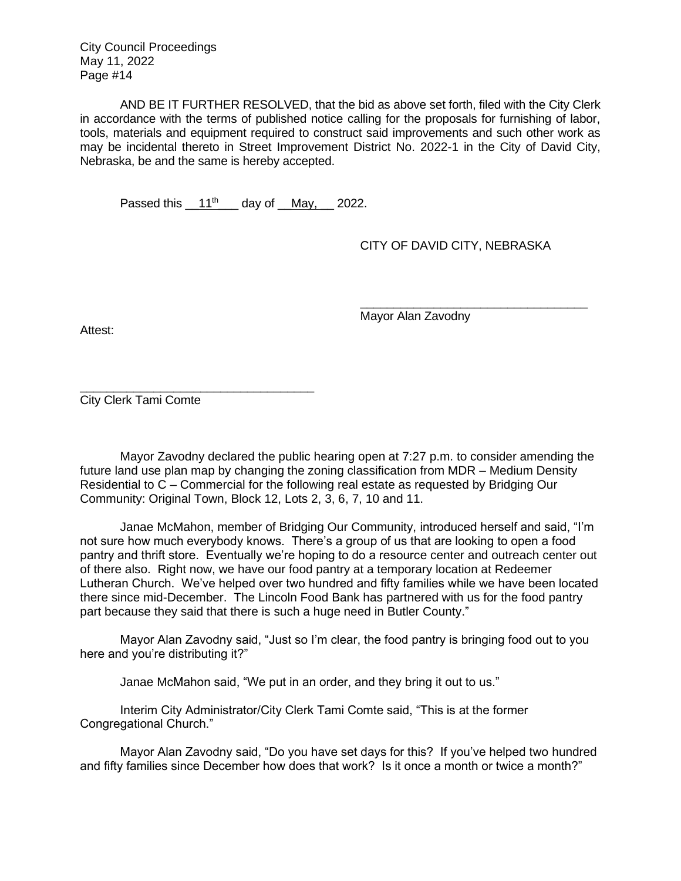AND BE IT FURTHER RESOLVED, that the bid as above set forth, filed with the City Clerk in accordance with the terms of published notice calling for the proposals for furnishing of labor, tools, materials and equipment required to construct said improvements and such other work as may be incidental thereto in Street Improvement District No. 2022-1 in the City of David City, Nebraska, be and the same is hereby accepted.

Passed this __11th___ day of __May,__ 2022.

CITY OF DAVID CITY, NEBRASKA

___________________________________
Mayor Alan Zavodny

Attest:

___________________________________
City Clerk Tami Comte

Mayor Zavodny declared the public hearing open at 7:27 p.m. to consider amending the future land use plan map by changing the zoning classification from MDR – Medium Density Residential to C – Commercial for the following real estate as requested by Bridging Our Community: Original Town, Block 12, Lots 2, 3, 6, 7, 10 and 11.

Janae McMahon, member of Bridging Our Community, introduced herself and said, "I'm not sure how much everybody knows. There's a group of us that are looking to open a food pantry and thrift store. Eventually we're hoping to do a resource center and outreach center out of there also. Right now, we have our food pantry at a temporary location at Redeemer Lutheran Church. We've helped over two hundred and fifty families while we have been located there since mid-December. The Lincoln Food Bank has partnered with us for the food pantry part because they said that there is such a huge need in Butler County."

Mayor Alan Zavodny said, "Just so I'm clear, the food pantry is bringing food out to you here and you're distributing it?"

Janae McMahon said, "We put in an order, and they bring it out to us."

Interim City Administrator/City Clerk Tami Comte said, "This is at the former Congregational Church."

Mayor Alan Zavodny said, "Do you have set days for this? If you've helped two hundred and fifty families since December how does that work? Is it once a month or twice a month?"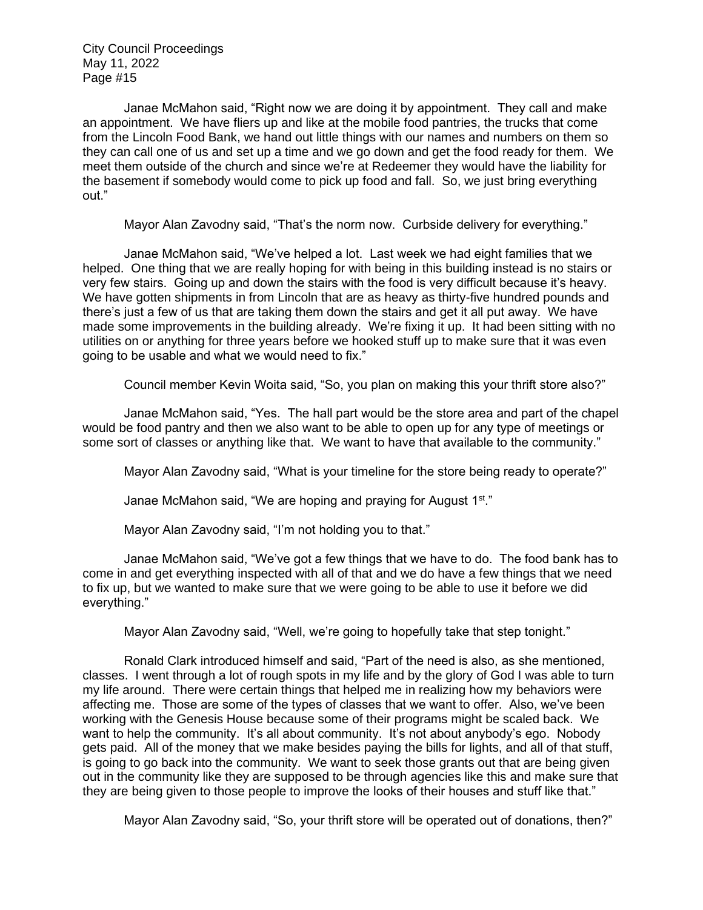Janae McMahon said, "Right now we are doing it by appointment. They call and make an appointment. We have fliers up and like at the mobile food pantries, the trucks that come from the Lincoln Food Bank, we hand out little things with our names and numbers on them so they can call one of us and set up a time and we go down and get the food ready for them. We meet them outside of the church and since we're at Redeemer they would have the liability for the basement if somebody would come to pick up food and fall. So, we just bring everything out."

Mayor Alan Zavodny said, "That's the norm now. Curbside delivery for everything."

Janae McMahon said, "We've helped a lot. Last week we had eight families that we helped. One thing that we are really hoping for with being in this building instead is no stairs or very few stairs. Going up and down the stairs with the food is very difficult because it's heavy. We have gotten shipments in from Lincoln that are as heavy as thirty-five hundred pounds and there's just a few of us that are taking them down the stairs and get it all put away. We have made some improvements in the building already. We're fixing it up. It had been sitting with no utilities on or anything for three years before we hooked stuff up to make sure that it was even going to be usable and what we would need to fix."

Council member Kevin Woita said, "So, you plan on making this your thrift store also?"

Janae McMahon said, "Yes. The hall part would be the store area and part of the chapel would be food pantry and then we also want to be able to open up for any type of meetings or some sort of classes or anything like that. We want to have that available to the community."

Mayor Alan Zavodny said, "What is your timeline for the store being ready to operate?"

Janae McMahon said, "We are hoping and praying for August 1st."

Mayor Alan Zavodny said, "I'm not holding you to that."

Janae McMahon said, "We've got a few things that we have to do. The food bank has to come in and get everything inspected with all of that and we do have a few things that we need to fix up, but we wanted to make sure that we were going to be able to use it before we did everything."

Mayor Alan Zavodny said, "Well, we're going to hopefully take that step tonight."

Ronald Clark introduced himself and said, "Part of the need is also, as she mentioned, classes. I went through a lot of rough spots in my life and by the glory of God I was able to turn my life around. There were certain things that helped me in realizing how my behaviors were affecting me. Those are some of the types of classes that we want to offer. Also, we've been working with the Genesis House because some of their programs might be scaled back. We want to help the community. It's all about community. It's not about anybody's ego. Nobody gets paid. All of the money that we make besides paying the bills for lights, and all of that stuff, is going to go back into the community. We want to seek those grants out that are being given out in the community like they are supposed to be through agencies like this and make sure that they are being given to those people to improve the looks of their houses and stuff like that."

Mayor Alan Zavodny said, "So, your thrift store will be operated out of donations, then?"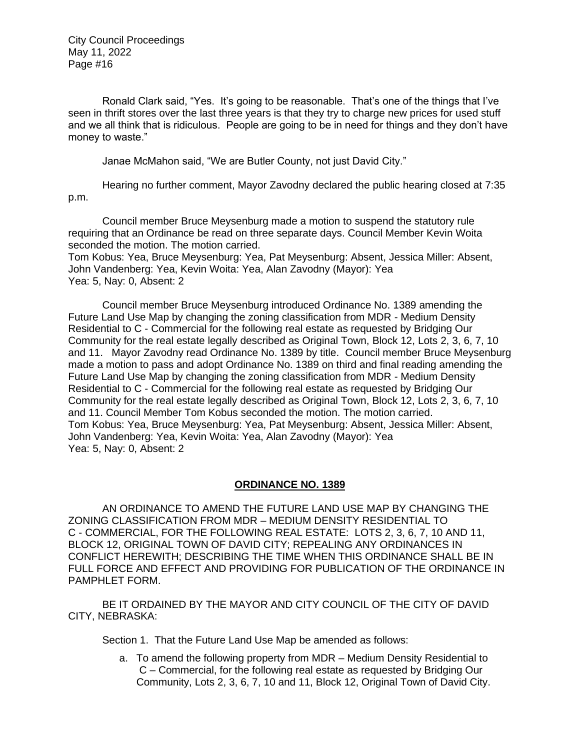Ronald Clark said, "Yes. It's going to be reasonable. That's one of the things that I've seen in thrift stores over the last three years is that they try to charge new prices for used stuff and we all think that is ridiculous. People are going to be in need for things and they don't have money to waste."

Janae McMahon said, "We are Butler County, not just David City."

Hearing no further comment, Mayor Zavodny declared the public hearing closed at 7:35 p.m.

Council member Bruce Meysenburg made a motion to suspend the statutory rule requiring that an Ordinance be read on three separate days. Council Member Kevin Woita seconded the motion. The motion carried.
Tom Kobus: Yea, Bruce Meysenburg: Yea, Pat Meysenburg: Absent, Jessica Miller: Absent, John Vandenberg: Yea, Kevin Woita: Yea, Alan Zavodny (Mayor): Yea
Yea: 5, Nay: 0, Absent: 2

Council member Bruce Meysenburg introduced Ordinance No. 1389 amending the Future Land Use Map by changing the zoning classification from MDR - Medium Density Residential to C - Commercial for the following real estate as requested by Bridging Our Community for the real estate legally described as Original Town, Block 12, Lots 2, 3, 6, 7, 10 and 11. Mayor Zavodny read Ordinance No. 1389 by title. Council member Bruce Meysenburg made a motion to pass and adopt Ordinance No. 1389 on third and final reading amending the Future Land Use Map by changing the zoning classification from MDR - Medium Density Residential to C - Commercial for the following real estate as requested by Bridging Our Community for the real estate legally described as Original Town, Block 12, Lots 2, 3, 6, 7, 10 and 11. Council Member Tom Kobus seconded the motion. The motion carried.
Tom Kobus: Yea, Bruce Meysenburg: Yea, Pat Meysenburg: Absent, Jessica Miller: Absent, John Vandenberg: Yea, Kevin Woita: Yea, Alan Zavodny (Mayor): Yea
Yea: 5, Nay: 0, Absent: 2

## ORDINANCE NO. 1389

AN ORDINANCE TO AMEND THE FUTURE LAND USE MAP BY CHANGING THE ZONING CLASSIFICATION FROM MDR – MEDIUM DENSITY RESIDENTIAL TO C - COMMERCIAL, FOR THE FOLLOWING REAL ESTATE: LOTS 2, 3, 6, 7, 10 AND 11, BLOCK 12, ORIGINAL TOWN OF DAVID CITY; REPEALING ANY ORDINANCES IN CONFLICT HEREWITH; DESCRIBING THE TIME WHEN THIS ORDINANCE SHALL BE IN FULL FORCE AND EFFECT AND PROVIDING FOR PUBLICATION OF THE ORDINANCE IN PAMPHLET FORM.

BE IT ORDAINED BY THE MAYOR AND CITY COUNCIL OF THE CITY OF DAVID CITY, NEBRASKA:

Section 1. That the Future Land Use Map be amended as follows:

a. To amend the following property from MDR – Medium Density Residential to C – Commercial, for the following real estate as requested by Bridging Our Community, Lots 2, 3, 6, 7, 10 and 11, Block 12, Original Town of David City.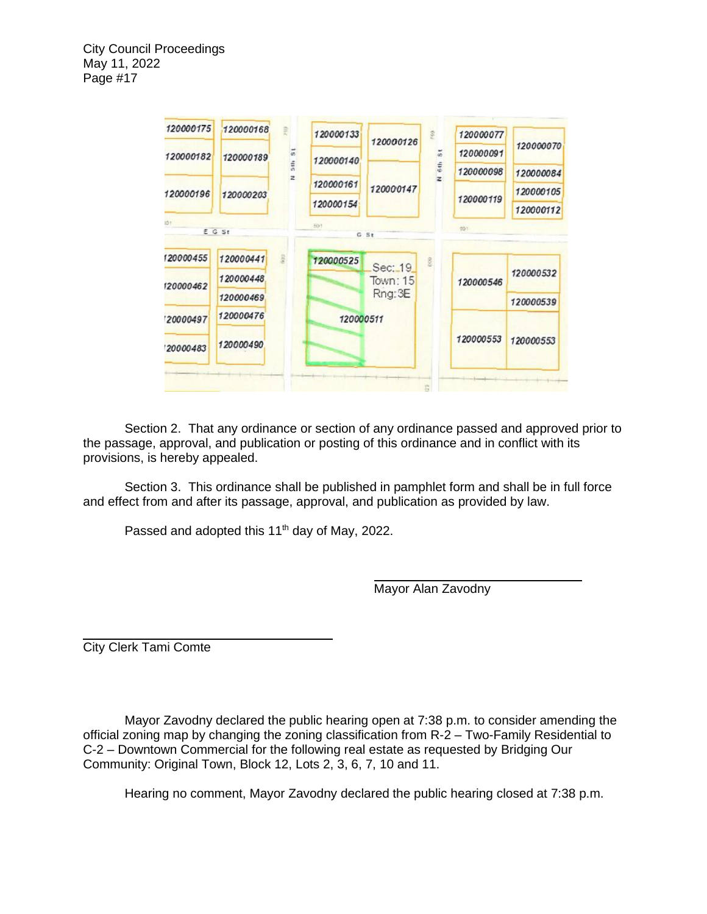Section 2. That any ordinance or section of any ordinance passed and approved prior to the passage, approval, and publication or posting of this ordinance and in conflict with its provisions, is hereby appealed.

Section 3. This ordinance shall be published in pamphlet form and shall be in full force and effect from and after its passage, approval, and publication as provided by law.

Passed and adopted this 11th day of May, 2022.

Mayor Alan Zavodny

City Clerk Tami Comte

Mayor Zavodny declared the public hearing open at 7:38 p.m. to consider amending the official zoning map by changing the zoning classification from R-2 – Two-Family Residential to C-2 – Downtown Commercial for the following real estate as requested by Bridging Our Community: Original Town, Block 12, Lots 2, 3, 6, 7, 10 and 11.

Hearing no comment, Mayor Zavodny declared the public hearing closed at 7:38 p.m.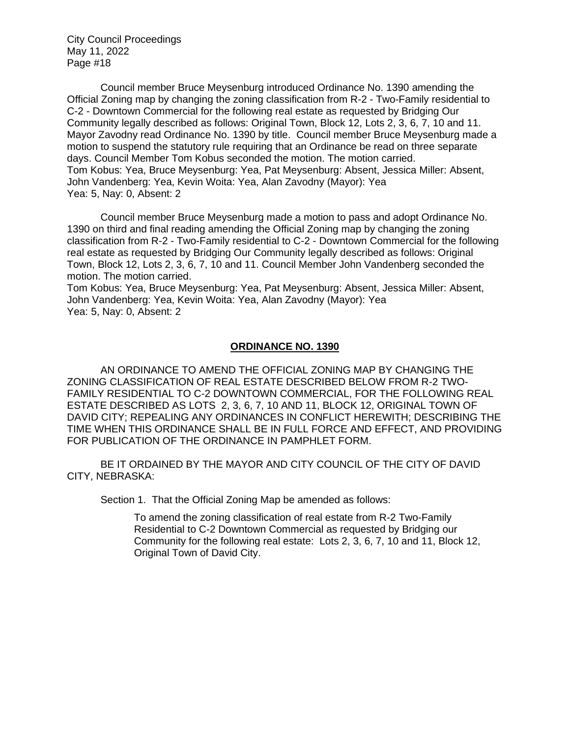Council member Bruce Meysenburg introduced Ordinance No. 1390 amending the Official Zoning map by changing the zoning classification from R-2 - Two-Family residential to C-2 - Downtown Commercial for the following real estate as requested by Bridging Our Community legally described as follows: Original Town, Block 12, Lots 2, 3, 6, 7, 10 and 11. Mayor Zavodny read Ordinance No. 1390 by title. Council member Bruce Meysenburg made a motion to suspend the statutory rule requiring that an Ordinance be read on three separate days. Council Member Tom Kobus seconded the motion. The motion carried.
Tom Kobus: Yea, Bruce Meysenburg: Yea, Pat Meysenburg: Absent, Jessica Miller: Absent, John Vandenberg: Yea, Kevin Woita: Yea, Alan Zavodny (Mayor): Yea
Yea: 5, Nay: 0, Absent: 2

Council member Bruce Meysenburg made a motion to pass and adopt Ordinance No. 1390 on third and final reading amending the Official Zoning map by changing the zoning classification from R-2 - Two-Family residential to C-2 - Downtown Commercial for the following real estate as requested by Bridging Our Community legally described as follows: Original Town, Block 12, Lots 2, 3, 6, 7, 10 and 11. Council Member John Vandenberg seconded the motion. The motion carried.
Tom Kobus: Yea, Bruce Meysenburg: Yea, Pat Meysenburg: Absent, Jessica Miller: Absent, John Vandenberg: Yea, Kevin Woita: Yea, Alan Zavodny (Mayor): Yea
Yea: 5, Nay: 0, Absent: 2

**ORDINANCE NO. 1390**

AN ORDINANCE TO AMEND THE OFFICIAL ZONING MAP BY CHANGING THE ZONING CLASSIFICATION OF REAL ESTATE DESCRIBED BELOW FROM R-2 TWO-FAMILY RESIDENTIAL TO C-2 DOWNTOWN COMMERCIAL, FOR THE FOLLOWING REAL ESTATE DESCRIBED AS LOTS 2, 3, 6, 7, 10 AND 11, BLOCK 12, ORIGINAL TOWN OF DAVID CITY; REPEALING ANY ORDINANCES IN CONFLICT HEREWITH; DESCRIBING THE TIME WHEN THIS ORDINANCE SHALL BE IN FULL FORCE AND EFFECT, AND PROVIDING FOR PUBLICATION OF THE ORDINANCE IN PAMPHLET FORM.

BE IT ORDAINED BY THE MAYOR AND CITY COUNCIL OF THE CITY OF DAVID CITY, NEBRASKA:

Section 1. That the Official Zoning Map be amended as follows:

> To amend the zoning classification of real estate from R-2 Two-Family Residential to C-2 Downtown Commercial as requested by Bridging our Community for the following real estate: Lots 2, 3, 6, 7, 10 and 11, Block 12, Original Town of David City.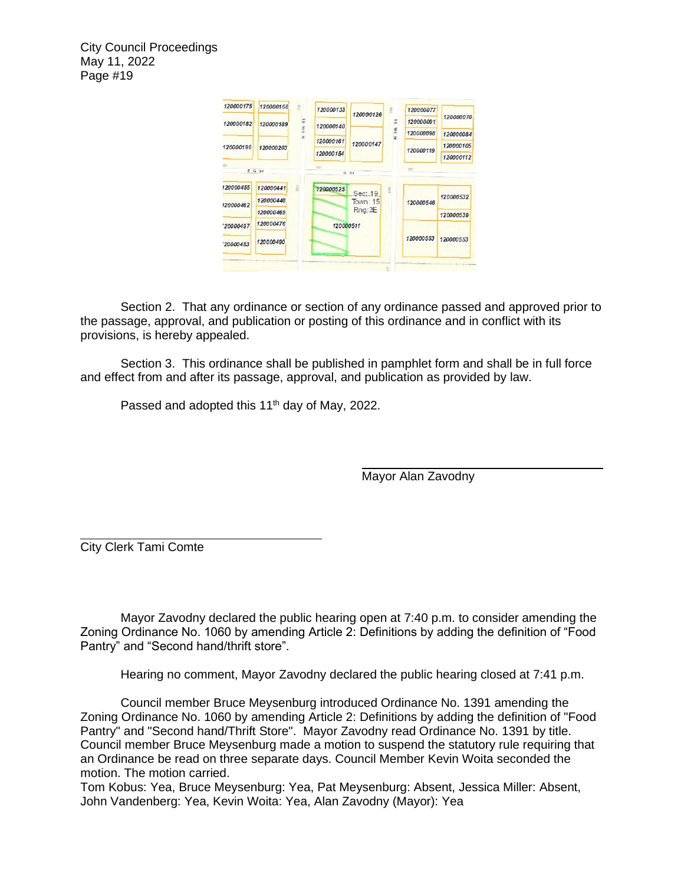Section 2. That any ordinance or section of any ordinance passed and approved prior to the passage, approval, and publication or posting of this ordinance and in conflict with its provisions, is hereby appealed.

Section 3. This ordinance shall be published in pamphlet form and shall be in full force and effect from and after its passage, approval, and publication as provided by law.

Passed and adopted this 11th day of May, 2022.

Mayor Alan Zavodny

City Clerk Tami Comte

Mayor Zavodny declared the public hearing open at 7:40 p.m. to consider amending the Zoning Ordinance No. 1060 by amending Article 2: Definitions by adding the definition of "Food Pantry" and "Second hand/thrift store".

Hearing no comment, Mayor Zavodny declared the public hearing closed at 7:41 p.m.

Council member Bruce Meysenburg introduced Ordinance No. 1391 amending the Zoning Ordinance No. 1060 by amending Article 2: Definitions by adding the definition of "Food Pantry" and "Second hand/Thrift Store". Mayor Zavodny read Ordinance No. 1391 by title. Council member Bruce Meysenburg made a motion to suspend the statutory rule requiring that an Ordinance be read on three separate days. Council Member Kevin Woita seconded the motion. The motion carried.
Tom Kobus: Yea, Bruce Meysenburg: Yea, Pat Meysenburg: Absent, Jessica Miller: Absent, John Vandenberg: Yea, Kevin Woita: Yea, Alan Zavodny (Mayor): Yea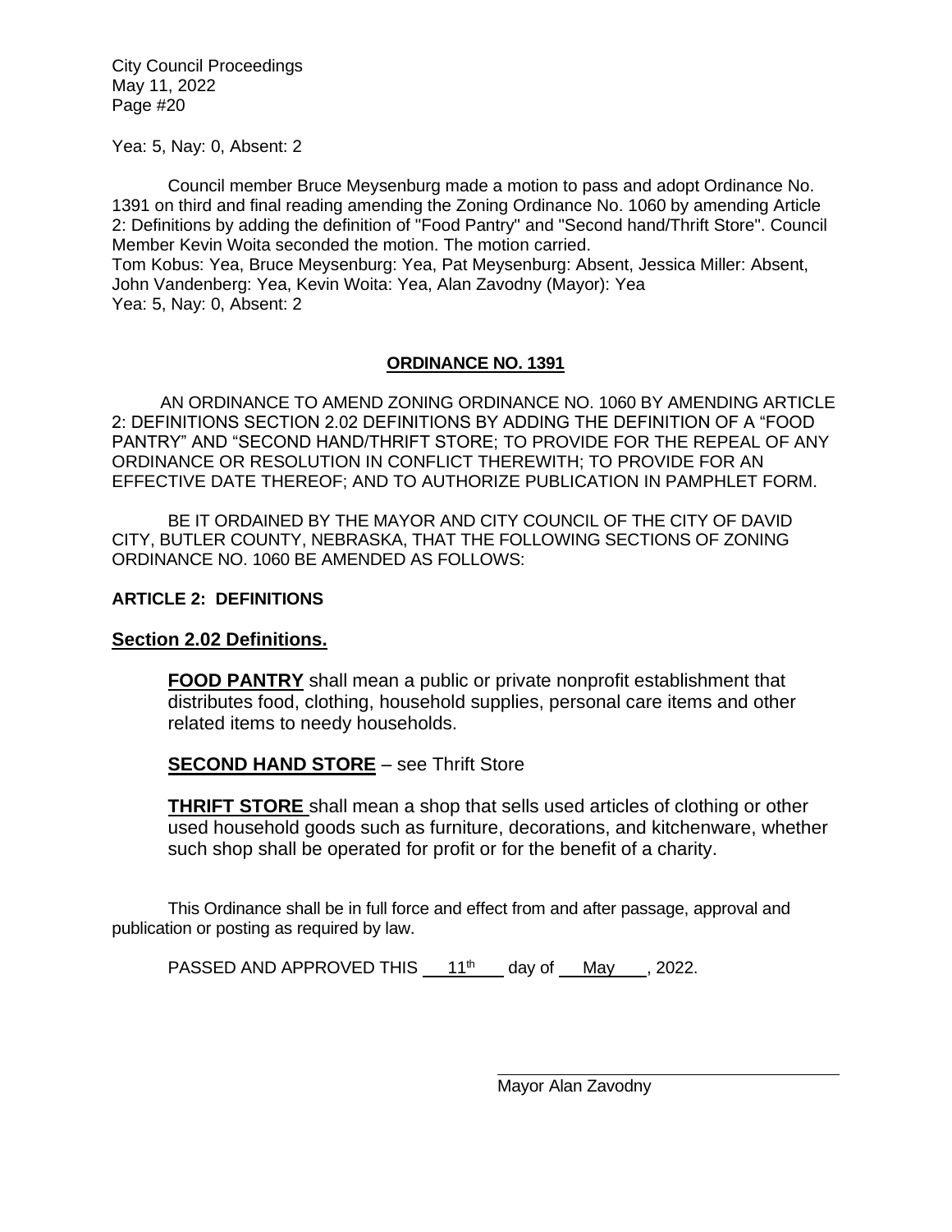Yea: 5, Nay: 0, Absent: 2

Council member Bruce Meysenburg made a motion to pass and adopt Ordinance No. 1391 on third and final reading amending the Zoning Ordinance No. 1060 by amending Article 2: Definitions by adding the definition of "Food Pantry" and "Second hand/Thrift Store". Council Member Kevin Woita seconded the motion. The motion carried.
Tom Kobus: Yea, Bruce Meysenburg: Yea, Pat Meysenburg: Absent, Jessica Miller: Absent, John Vandenberg: Yea, Kevin Woita: Yea, Alan Zavodny (Mayor): Yea
Yea: 5, Nay: 0, Absent: 2

**ORDINANCE NO. 1391**

AN ORDINANCE TO AMEND ZONING ORDINANCE NO. 1060 BY AMENDING ARTICLE 2: DEFINITIONS SECTION 2.02 DEFINITIONS BY ADDING THE DEFINITION OF A "FOOD PANTRY" AND "SECOND HAND/THRIFT STORE; TO PROVIDE FOR THE REPEAL OF ANY ORDINANCE OR RESOLUTION IN CONFLICT THEREWITH; TO PROVIDE FOR AN EFFECTIVE DATE THEREOF; AND TO AUTHORIZE PUBLICATION IN PAMPHLET FORM.

BE IT ORDAINED BY THE MAYOR AND CITY COUNCIL OF THE CITY OF DAVID CITY, BUTLER COUNTY, NEBRASKA, THAT THE FOLLOWING SECTIONS OF ZONING ORDINANCE NO. 1060 BE AMENDED AS FOLLOWS:

**ARTICLE 2: DEFINITIONS**

**Section 2.02 Definitions.**

**FOOD PANTRY** shall mean a public or private nonprofit establishment that distributes food, clothing, household supplies, personal care items and other related items to needy households.

**SECOND HAND STORE** – see Thrift Store

**THRIFT STORE** shall mean a shop that sells used articles of clothing or other used household goods such as furniture, decorations, and kitchenware, whether such shop shall be operated for profit or for the benefit of a charity.

This Ordinance shall be in full force and effect from and after passage, approval and publication or posting as required by law.

PASSED AND APPROVED THIS 11th day of May, 2022.

\_\_\_\_\_\_\_\_\_\_\_\_\_\_\_\_\_\_\_\_\_\_\_\_\_\_\_\_\_\_\_\_

Mayor Alan Zavodny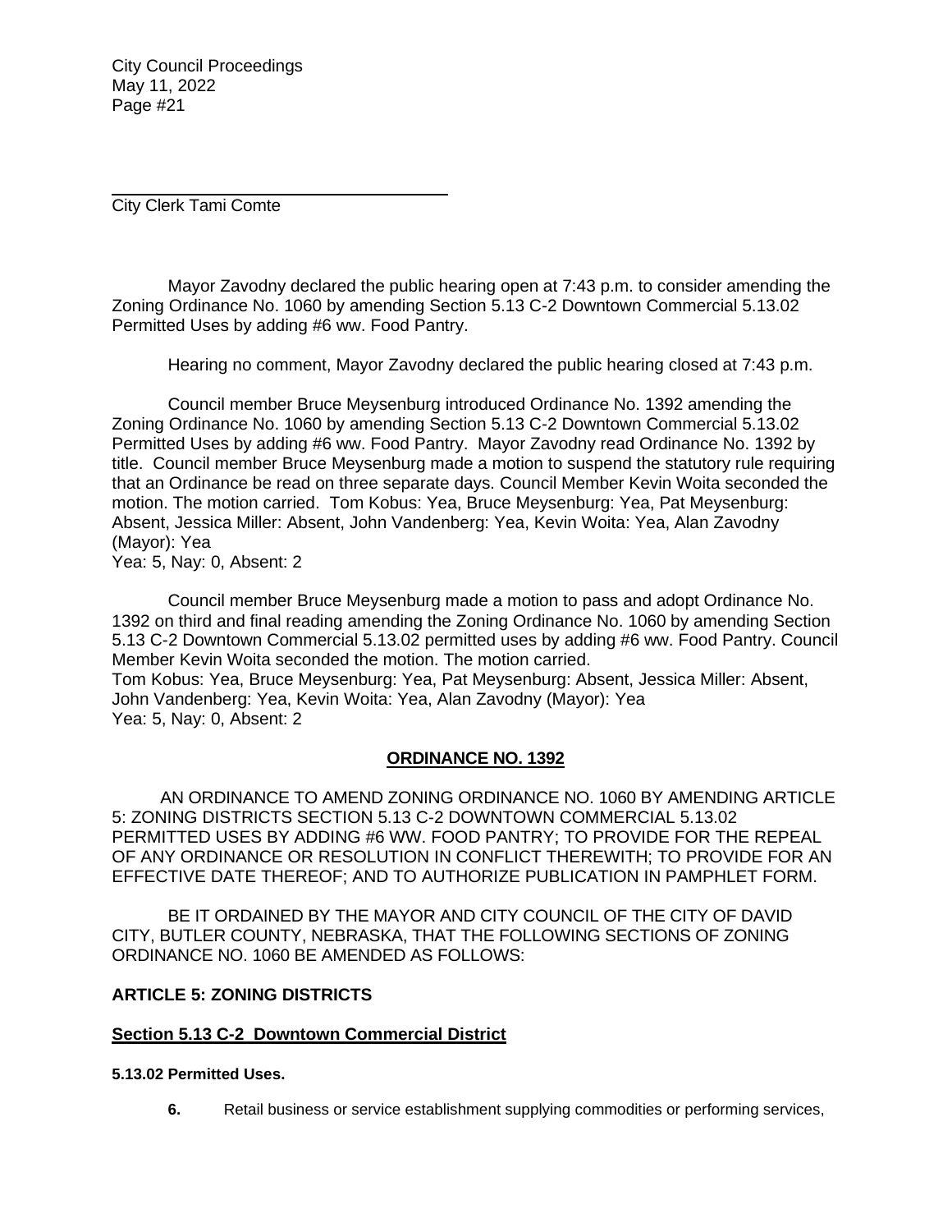\_\_\_\_\_\_\_\_\_\_\_\_\_\_\_\_\_\_\_\_\_\_\_\_\_\_\_\_\_\_\_\_\_\_\_\_

City Clerk Tami Comte

Mayor Zavodny declared the public hearing open at 7:43 p.m. to consider amending the Zoning Ordinance No. 1060 by amending Section 5.13 C-2 Downtown Commercial 5.13.02 Permitted Uses by adding #6 ww. Food Pantry.

Hearing no comment, Mayor Zavodny declared the public hearing closed at 7:43 p.m.

Council member Bruce Meysenburg introduced Ordinance No. 1392 amending the Zoning Ordinance No. 1060 by amending Section 5.13 C-2 Downtown Commercial 5.13.02 Permitted Uses by adding #6 ww. Food Pantry. Mayor Zavodny read Ordinance No. 1392 by title. Council member Bruce Meysenburg made a motion to suspend the statutory rule requiring that an Ordinance be read on three separate days. Council Member Kevin Woita seconded the motion. The motion carried. Tom Kobus: Yea, Bruce Meysenburg: Yea, Pat Meysenburg: Absent, Jessica Miller: Absent, John Vandenberg: Yea, Kevin Woita: Yea, Alan Zavodny (Mayor): Yea
Yea: 5, Nay: 0, Absent: 2

Council member Bruce Meysenburg made a motion to pass and adopt Ordinance No. 1392 on third and final reading amending the Zoning Ordinance No. 1060 by amending Section 5.13 C-2 Downtown Commercial 5.13.02 permitted uses by adding #6 ww. Food Pantry. Council Member Kevin Woita seconded the motion. The motion carried.
Tom Kobus: Yea, Bruce Meysenburg: Yea, Pat Meysenburg: Absent, Jessica Miller: Absent, John Vandenberg: Yea, Kevin Woita: Yea, Alan Zavodny (Mayor): Yea
Yea: 5, Nay: 0, Absent: 2

**ORDINANCE NO. 1392**

AN ORDINANCE TO AMEND ZONING ORDINANCE NO. 1060 BY AMENDING ARTICLE 5: ZONING DISTRICTS SECTION 5.13 C-2 DOWNTOWN COMMERCIAL 5.13.02 PERMITTED USES BY ADDING #6 WW. FOOD PANTRY; TO PROVIDE FOR THE REPEAL OF ANY ORDINANCE OR RESOLUTION IN CONFLICT THEREWITH; TO PROVIDE FOR AN EFFECTIVE DATE THEREOF; AND TO AUTHORIZE PUBLICATION IN PAMPHLET FORM.

BE IT ORDAINED BY THE MAYOR AND CITY COUNCIL OF THE CITY OF DAVID CITY, BUTLER COUNTY, NEBRASKA, THAT THE FOLLOWING SECTIONS OF ZONING ORDINANCE NO. 1060 BE AMENDED AS FOLLOWS:

**ARTICLE 5: ZONING DISTRICTS**

**Section 5.13 C-2 Downtown Commercial District**

**5.13.02 Permitted Uses.**

**6.** Retail business or service establishment supplying commodities or performing services,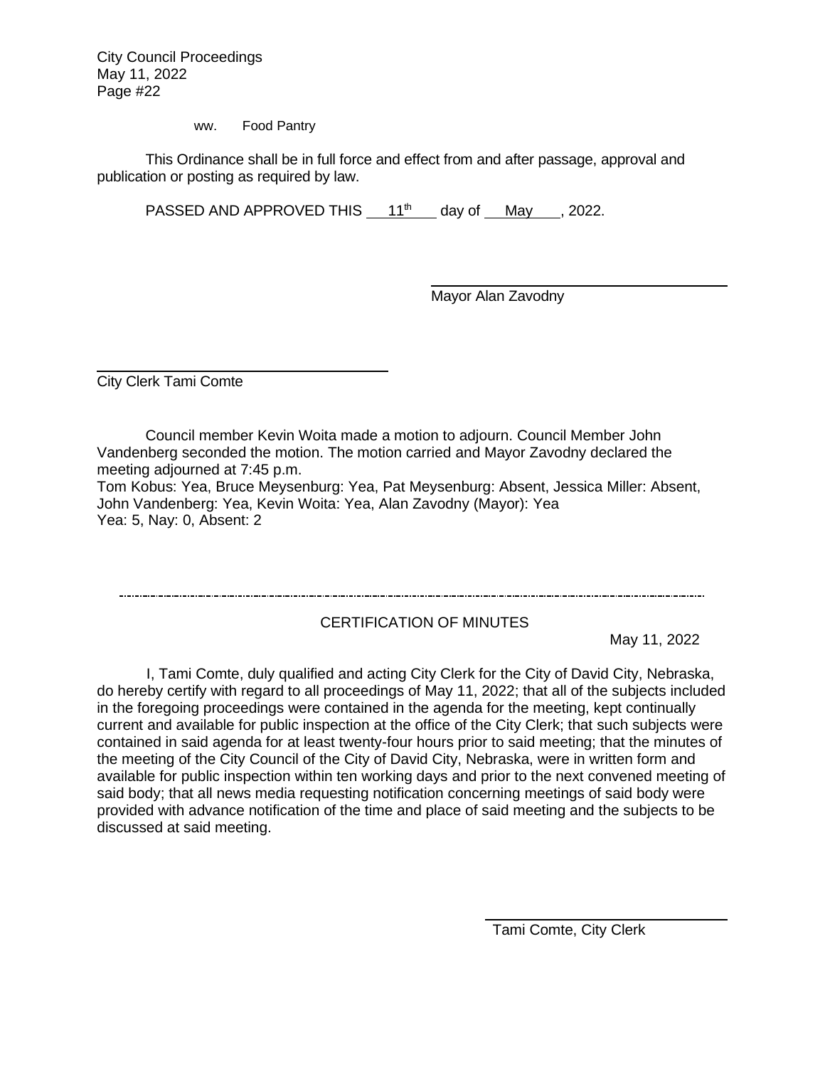ww. Food Pantry

This Ordinance shall be in full force and effect from and after passage, approval and publication or posting as required by law.

PASSED AND APPROVED THIS 11th day of May, 2022.

Mayor Alan Zavodny

City Clerk Tami Comte

Council member Kevin Woita made a motion to adjourn. Council Member John Vandenberg seconded the motion. The motion carried and Mayor Zavodny declared the meeting adjourned at 7:45 p.m.
Tom Kobus: Yea, Bruce Meysenburg: Yea, Pat Meysenburg: Absent, Jessica Miller: Absent, John Vandenberg: Yea, Kevin Woita: Yea, Alan Zavodny (Mayor): Yea
Yea: 5, Nay: 0, Absent: 2

---

## CERTIFICATION OF MINUTES

May 11, 2022

I, Tami Comte, duly qualified and acting City Clerk for the City of David City, Nebraska, do hereby certify with regard to all proceedings of May 11, 2022; that all of the subjects included in the foregoing proceedings were contained in the agenda for the meeting, kept continually current and available for public inspection at the office of the City Clerk; that such subjects were contained in said agenda for at least twenty-four hours prior to said meeting; that the minutes of the meeting of the City Council of the City of David City, Nebraska, were in written form and available for public inspection within ten working days and prior to the next convened meeting of said body; that all news media requesting notification concerning meetings of said body were provided with advance notification of the time and place of said meeting and the subjects to be discussed at said meeting.

Tami Comte, City Clerk